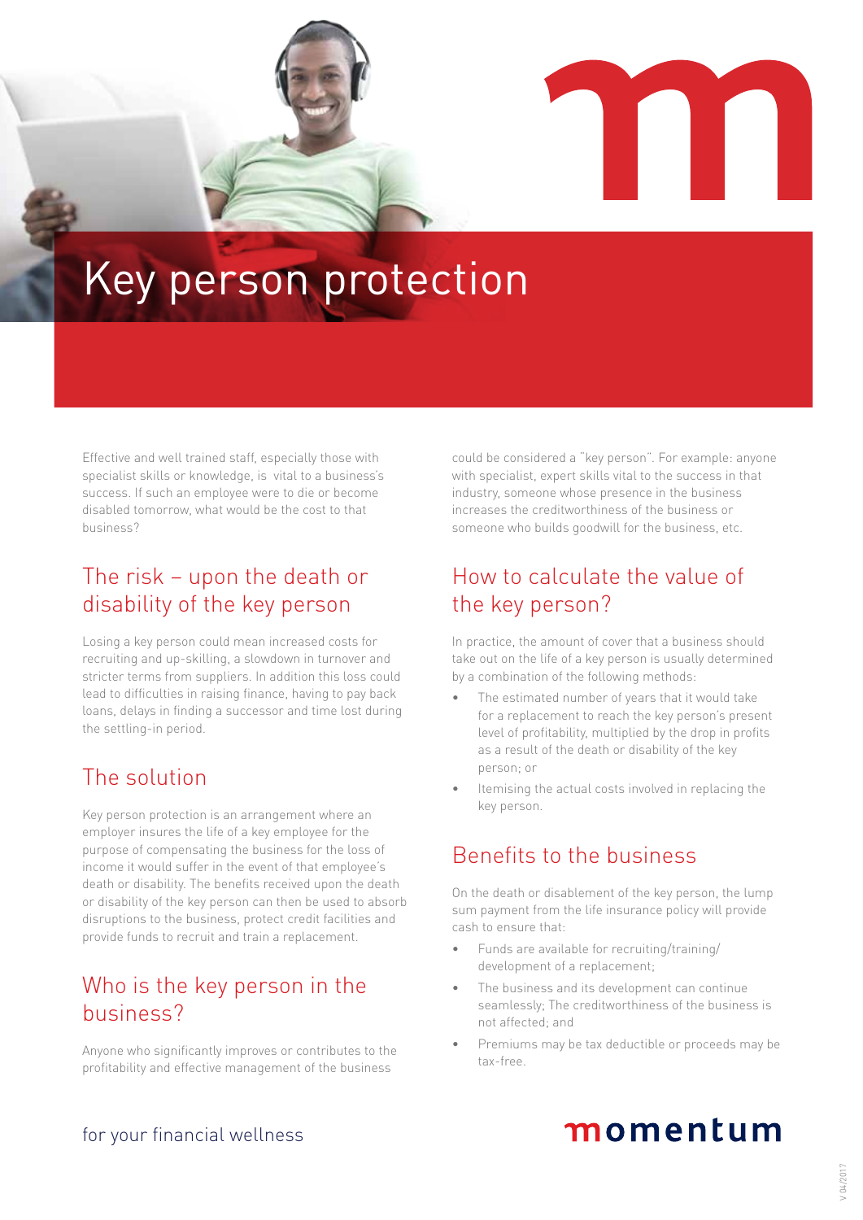# Key person protection

Effective and well trained staff, especially those with specialist skills or knowledge, is vital to a business's success. If such an employee were to die or become disabled tomorrow, what would be the cost to that business?

## The risk – upon the death or disability of the key person

Losing a key person could mean increased costs for recruiting and up-skilling, a slowdown in turnover and stricter terms from suppliers. In addition this loss could lead to difficulties in raising finance, having to pay back loans, delays in finding a successor and time lost during the settling-in period.

## The solution

Key person protection is an arrangement where an employer insures the life of a key employee for the purpose of compensating the business for the loss of income it would suffer in the event of that employee's death or disability. The benefits received upon the death or disability of the key person can then be used to absorb disruptions to the business, protect credit facilities and provide funds to recruit and train a replacement.

## Who is the key person in the business?

Anyone who significantly improves or contributes to the profitability and effective management of the business could be considered a "key person". For example: anyone with specialist, expert skills vital to the success in that industry, someone whose presence in the business increases the creditworthiness of the business or someone who builds goodwill for the business, etc.

## How to calculate the value of the key person?

In practice, the amount of cover that a business should take out on the life of a key person is usually determined by a combination of the following methods:

- The estimated number of years that it would take for a replacement to reach the key person's present level of profitability, multiplied by the drop in profits as a result of the death or disability of the key person; or
- Itemising the actual costs involved in replacing the key person.

## Benefits to the business

On the death or disablement of the key person, the lump sum payment from the life insurance policy will provide cash to ensure that:

- Funds are available for recruiting/training/development of a replacement;
- The business and its development can continue seamlessly; The creditworthiness of the business is not affected; and
- Premiums may be tax deductible or proceeds may be tax-free.

for your financial wellness

momentum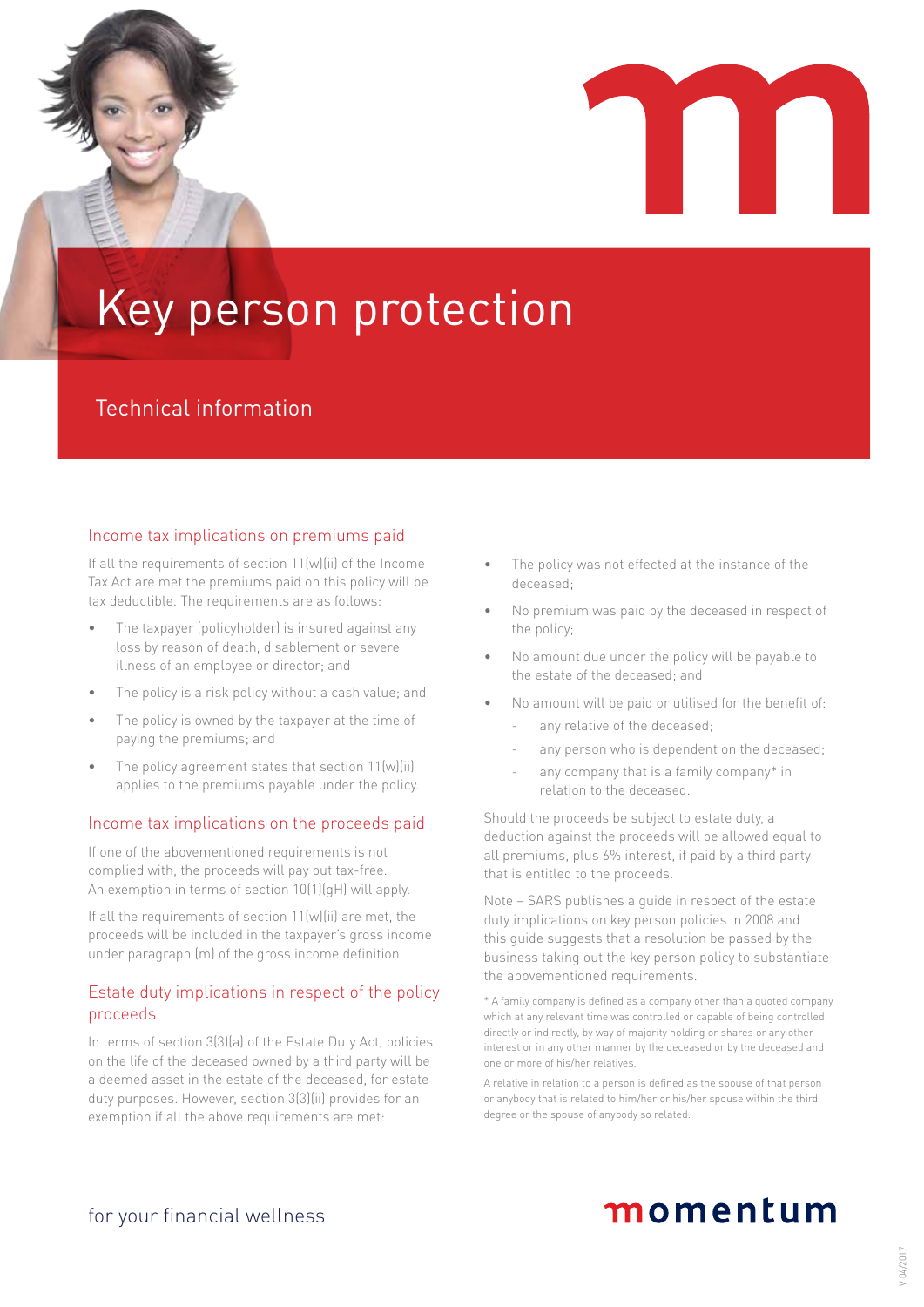# Key person protection

## Technical information

### Income tax implications on premiums paid

If all the requirements of section 11(w)(ii) of the Income Tax Act are met the premiums paid on this policy will be tax deductible. The requirements are as follows:

- The taxpayer (policyholder) is insured against any loss by reason of death, disablement or severe illness of an employee or director; and
- The policy is a risk policy without a cash value; and
- The policy is owned by the taxpayer at the time of paying the premiums; and
- The policy agreement states that section 11(w)(ii) applies to the premiums payable under the policy.

### Income tax implications on the proceeds paid

If one of the abovementioned requirements is not complied with, the proceeds will pay out tax-free. An exemption in terms of section 10(1)(gH) will apply.

If all the requirements of section 11(w)(ii) are met, the proceeds will be included in the taxpayer's gross income under paragraph (m) of the gross income definition.

### Estate duty implications in respect of the policy proceeds

In terms of section 3(3)(a) of the Estate Duty Act, policies on the life of the deceased owned by a third party will be a deemed asset in the estate of the deceased, for estate duty purposes. However, section 3(3)(ii) provides for an exemption if all the above requirements are met:

- The policy was not effected at the instance of the deceased;
- No premium was paid by the deceased in respect of the policy;
- No amount due under the policy will be payable to the estate of the deceased; and
- No amount will be paid or utilised for the benefit of:
  - any relative of the deceased;
  - any person who is dependent on the deceased;
  - any company that is a family company* in relation to the deceased.

Should the proceeds be subject to estate duty, a deduction against the proceeds will be allowed equal to all premiums, plus 6% interest, if paid by a third party that is entitled to the proceeds.

Note – SARS publishes a guide in respect of the estate duty implications on key person policies in 2008 and this guide suggests that a resolution be passed by the business taking out the key person policy to substantiate the abovementioned requirements.

* A family company is defined as a company other than a quoted company which at any relevant time was controlled or capable of being controlled, directly or indirectly, by way of majority holding or shares or any other interest or in any other manner by the deceased or by the deceased and one or more of his/her relatives.

A relative in relation to a person is defined as the spouse of that person or anybody that is related to him/her or his/her spouse within the third degree or the spouse of anybody so related.

for your financial wellness

momentum

V 04/2017